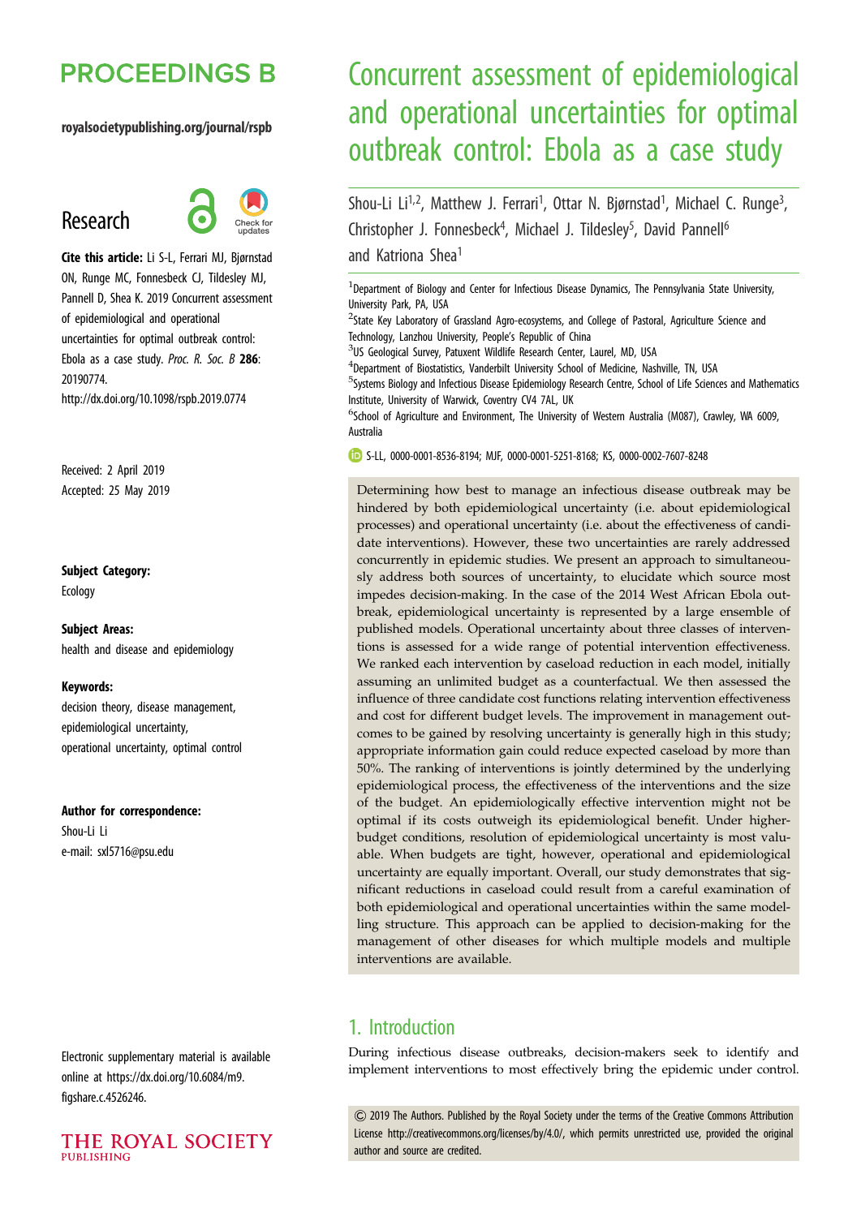# PROCEEDINGS B

royalsocietypublishing.org/journal/rspb

Research

**Cite this article:** Li S-L, Ferrari MJ, Bjørnstad ON, Runge MC, Fonnesbeck CJ, Tildesley MJ, Pannell D, Shea K. 2019 Concurrent assessment of epidemiological and operational uncertainties for optimal outbreak control: Ebola as a case study. *Proc. R. Soc. B* **286**: 20190774.
http://dx.doi.org/10.1098/rspb.2019.0774

Received: 2 April 2019
Accepted: 25 May 2019

**Subject Category:**
Ecology

**Subject Areas:**
health and disease and epidemiology

**Keywords:**
decision theory, disease management, epidemiological uncertainty, operational uncertainty, optimal control

**Author for correspondence:**
Shou-Li Li
e-mail: sxl5716@psu.edu

Electronic supplementary material is available online at https://dx.doi.org/10.6084/m9.figshare.c.4526246.

# Concurrent assessment of epidemiological and operational uncertainties for optimal outbreak control: Ebola as a case study

Shou-Li Li[1,2], Matthew J. Ferrari[1], Ottar N. Bjørnstad[1], Michael C. Runge[3], Christopher J. Fonnesbeck[4], Michael J. Tildesley[5], David Pannell[6] and Katriona Shea[1]

[1]Department of Biology and Center for Infectious Disease Dynamics, The Pennsylvania State University, University Park, PA, USA
[2]State Key Laboratory of Grassland Agro-ecosystems, and College of Pastoral, Agriculture Science and Technology, Lanzhou University, People's Republic of China
[3]US Geological Survey, Patuxent Wildlife Research Center, Laurel, MD, USA
[4]Department of Biostatistics, Vanderbilt University School of Medicine, Nashville, TN, USA
[5]Systems Biology and Infectious Disease Epidemiology Research Centre, School of Life Sciences and Mathematics Institute, University of Warwick, Coventry CV4 7AL, UK
[6]School of Agriculture and Environment, The University of Western Australia (M087), Crawley, WA 6009, Australia

S-LL, 0000-0001-8536-8194; MJF, 0000-0001-5251-8168; KS, 0000-0002-7607-8248

Determining how best to manage an infectious disease outbreak may be hindered by both epidemiological uncertainty (i.e. about epidemiological processes) and operational uncertainty (i.e. about the effectiveness of candidate interventions). However, these two uncertainties are rarely addressed concurrently in epidemic studies. We present an approach to simultaneously address both sources of uncertainty, to elucidate which source most impedes decision-making. In the case of the 2014 West African Ebola outbreak, epidemiological uncertainty is represented by a large ensemble of published models. Operational uncertainty about three classes of interventions is assessed for a wide range of potential intervention effectiveness. We ranked each intervention by caseload reduction in each model, initially assuming an unlimited budget as a counterfactual. We then assessed the influence of three candidate cost functions relating intervention effectiveness and cost for different budget levels. The improvement in management outcomes to be gained by resolving uncertainty is generally high in this study; appropriate information gain could reduce expected caseload by more than 50%. The ranking of interventions is jointly determined by the underlying epidemiological process, the effectiveness of the interventions and the size of the budget. An epidemiologically effective intervention might not be optimal if its costs outweigh its epidemiological benefit. Under higher-budget conditions, resolution of epidemiological uncertainty is most valuable. When budgets are tight, however, operational and epidemiological uncertainty are equally important. Overall, our study demonstrates that significant reductions in caseload could result from a careful examination of both epidemiological and operational uncertainties within the same modelling structure. This approach can be applied to decision-making for the management of other diseases for which multiple models and multiple interventions are available.

## 1. Introduction

During infectious disease outbreaks, decision-makers seek to identify and implement interventions to most effectively bring the epidemic under control.

© 2019 The Authors. Published by the Royal Society under the terms of the Creative Commons Attribution License http://creativecommons.org/licenses/by/4.0/, which permits unrestricted use, provided the original author and source are credited.

THE ROYAL SOCIETY PUBLISHING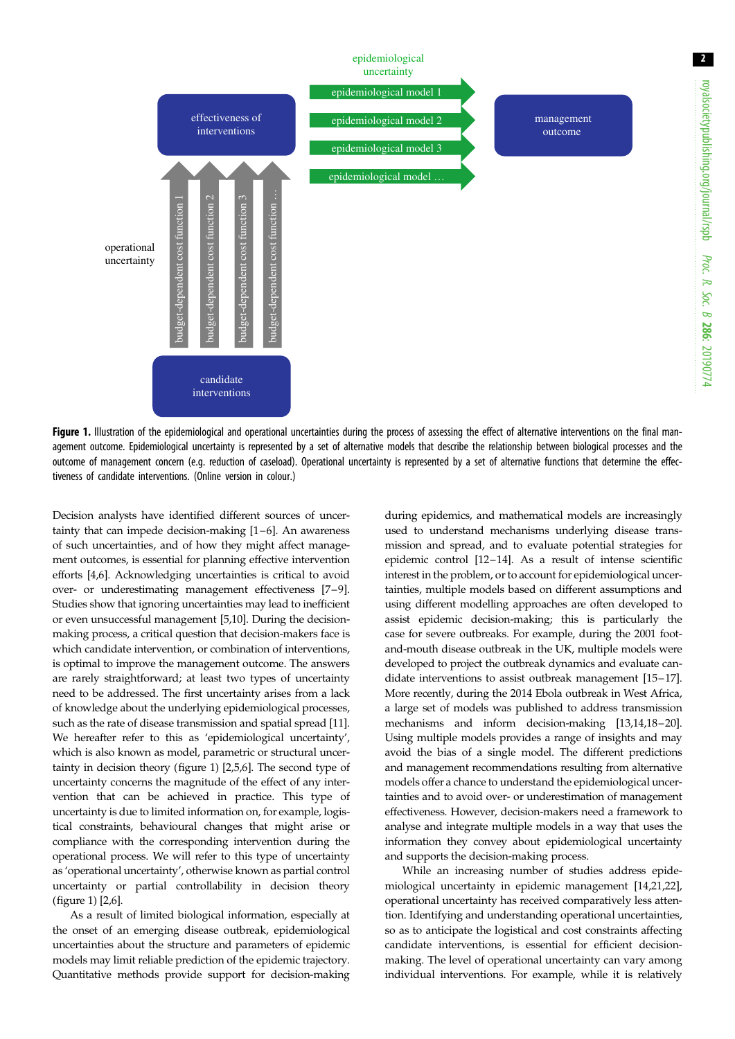**Figure 1.** Illustration of the epidemiological and operational uncertainties during the process of assessing the effect of alternative interventions on the final management outcome. Epidemiological uncertainty is represented by a set of alternative models that describe the relationship between biological processes and the outcome of management concern (e.g. reduction of caseload). Operational uncertainty is represented by a set of alternative functions that determine the effectiveness of candidate interventions. (Online version in colour.)

Decision analysts have identified different sources of uncertainty that can impede decision-making [1–6]. An awareness of such uncertainties, and of how they might affect management outcomes, is essential for planning effective intervention efforts [4,6]. Acknowledging uncertainties is critical to avoid over- or underestimating management effectiveness [7–9]. Studies show that ignoring uncertainties may lead to inefficient or even unsuccessful management [5,10]. During the decision-making process, a critical question that decision-makers face is which candidate intervention, or combination of interventions, is optimal to improve the management outcome. The answers are rarely straightforward; at least two types of uncertainty need to be addressed. The first uncertainty arises from a lack of knowledge about the underlying epidemiological processes, such as the rate of disease transmission and spatial spread [11]. We hereafter refer to this as 'epidemiological uncertainty', which is also known as model, parametric or structural uncertainty in decision theory (figure 1) [2,5,6]. The second type of uncertainty concerns the magnitude of the effect of any intervention that can be achieved in practice. This type of uncertainty is due to limited information on, for example, logistical constraints, behavioural changes that might arise or compliance with the corresponding intervention during the operational process. We will refer to this type of uncertainty as 'operational uncertainty', otherwise known as partial control uncertainty or partial controllability in decision theory (figure 1) [2,6].

As a result of limited biological information, especially at the onset of an emerging disease outbreak, epidemiological uncertainties about the structure and parameters of epidemic models may limit reliable prediction of the epidemic trajectory. Quantitative methods provide support for decision-making during epidemics, and mathematical models are increasingly used to understand mechanisms underlying disease transmission and spread, and to evaluate potential strategies for epidemic control [12–14]. As a result of intense scientific interest in the problem, or to account for epidemiological uncertainties, multiple models based on different assumptions and using different modelling approaches are often developed to assist epidemic decision-making; this is particularly the case for severe outbreaks. For example, during the 2001 foot-and-mouth disease outbreak in the UK, multiple models were developed to project the outbreak dynamics and evaluate candidate interventions to assist outbreak management [15–17]. More recently, during the 2014 Ebola outbreak in West Africa, a large set of models was published to address transmission mechanisms and inform decision-making [13,14,18–20]. Using multiple models provides a range of insights and may avoid the bias of a single model. The different predictions and management recommendations resulting from alternative models offer a chance to understand the epidemiological uncertainties and to avoid over- or underestimation of management effectiveness. However, decision-makers need a framework to analyse and integrate multiple models in a way that uses the information they convey about epidemiological uncertainty and supports the decision-making process.

While an increasing number of studies address epidemiological uncertainty in epidemic management [14,21,22], operational uncertainty has received comparatively less attention. Identifying and understanding operational uncertainties, so as to anticipate the logistical and cost constraints affecting candidate interventions, is essential for efficient decision-making. The level of operational uncertainty can vary among individual interventions. For example, while it is relatively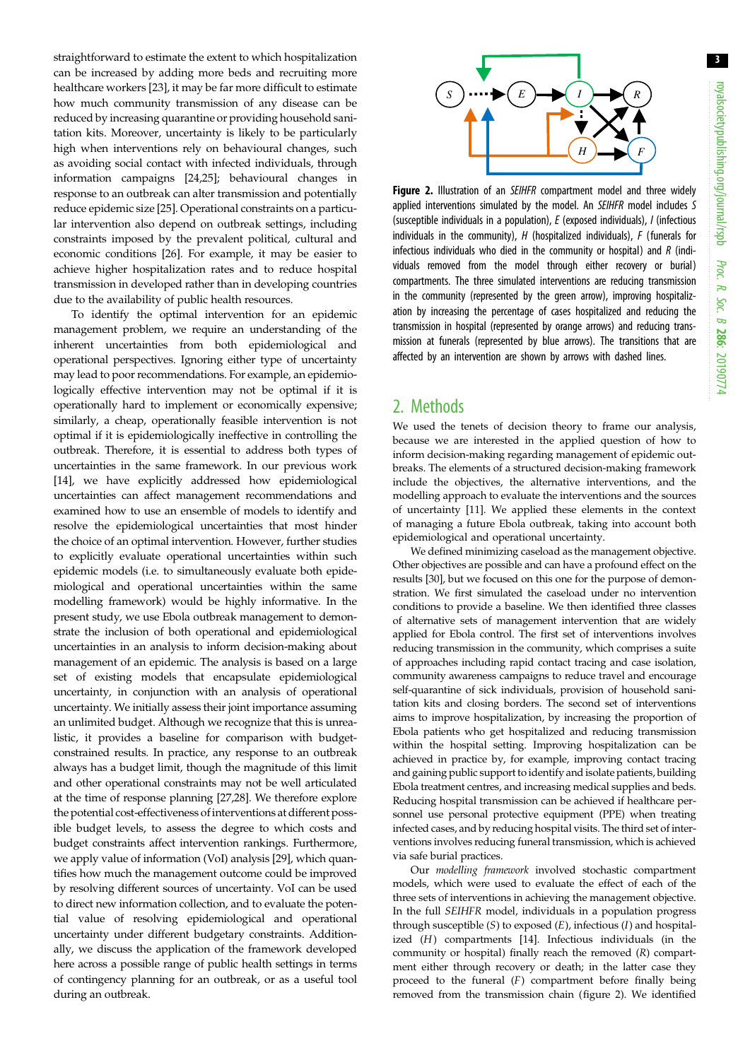straightforward to estimate the extent to which hospitalization can be increased by adding more beds and recruiting more healthcare workers [23], it may be far more difficult to estimate how much community transmission of any disease can be reduced by increasing quarantine or providing household sanitation kits. Moreover, uncertainty is likely to be particularly high when interventions rely on behavioural changes, such as avoiding social contact with infected individuals, through information campaigns [24,25]; behavioural changes in response to an outbreak can alter transmission and potentially reduce epidemic size [25]. Operational constraints on a particular intervention also depend on outbreak settings, including constraints imposed by the prevalent political, cultural and economic conditions [26]. For example, it may be easier to achieve higher hospitalization rates and to reduce hospital transmission in developed rather than in developing countries due to the availability of public health resources.

To identify the optimal intervention for an epidemic management problem, we require an understanding of the inherent uncertainties from both epidemiological and operational perspectives. Ignoring either type of uncertainty may lead to poor recommendations. For example, an epidemiologically effective intervention may not be optimal if it is operationally hard to implement or economically expensive; similarly, a cheap, operationally feasible intervention is not optimal if it is epidemiologically ineffective in controlling the outbreak. Therefore, it is essential to address both types of uncertainties in the same framework. In our previous work [14], we have explicitly addressed how epidemiological uncertainties can affect management recommendations and examined how to use an ensemble of models to identify and resolve the epidemiological uncertainties that most hinder the choice of an optimal intervention. However, further studies to explicitly evaluate operational uncertainties within such epidemic models (i.e. to simultaneously evaluate both epidemiological and operational uncertainties within the same modelling framework) would be highly informative. In the present study, we use Ebola outbreak management to demonstrate the inclusion of both operational and epidemiological uncertainties in an analysis to inform decision-making about management of an epidemic. The analysis is based on a large set of existing models that encapsulate epidemiological uncertainty, in conjunction with an analysis of operational uncertainty. We initially assess their joint importance assuming an unlimited budget. Although we recognize that this is unrealistic, it provides a baseline for comparison with budget-constrained results. In practice, any response to an outbreak always has a budget limit, though the magnitude of this limit and other operational constraints may not be well articulated at the time of response planning [27,28]. We therefore explore the potential cost-effectiveness of interventions at different possible budget levels, to assess the degree to which costs and budget constraints affect intervention rankings. Furthermore, we apply value of information (VoI) analysis [29], which quantifies how much the management outcome could be improved by resolving different sources of uncertainty. VoI can be used to direct new information collection, and to evaluate the potential value of resolving epidemiological and operational uncertainty under different budgetary constraints. Additionally, we discuss the application of the framework developed here across a possible range of public health settings in terms of contingency planning for an outbreak, or as a useful tool during an outbreak.

**Figure 2.** Illustration of an *SEIHFR* compartment model and three widely applied interventions simulated by the model. An *SEIHFR* model includes *S* (susceptible individuals in a population), *E* (exposed individuals), *I* (infectious individuals in the community), *H* (hospitalized individuals), *F* (funerals for infectious individuals who died in the community or hospital) and *R* (individuals removed from the model through either recovery or burial) compartments. The three simulated interventions are reducing transmission in the community (represented by the green arrow), improving hospitalization by increasing the percentage of cases hospitalized and reducing the transmission in hospital (represented by orange arrows) and reducing transmission at funerals (represented by blue arrows). The transitions that are affected by an intervention are shown by arrows with dashed lines.

## 2. Methods

We used the tenets of decision theory to frame our analysis, because we are interested in the applied question of how to inform decision-making regarding management of epidemic outbreaks. The elements of a structured decision-making framework include the objectives, the alternative interventions, and the modelling approach to evaluate the interventions and the sources of uncertainty [11]. We applied these elements in the context of managing a future Ebola outbreak, taking into account both epidemiological and operational uncertainty.

We defined minimizing caseload as the management objective. Other objectives are possible and can have a profound effect on the results [30], but we focused on this one for the purpose of demonstration. We first simulated the caseload under no intervention conditions to provide a baseline. We then identified three classes of alternative sets of management intervention that are widely applied for Ebola control. The first set of interventions involves reducing transmission in the community, which comprises a suite of approaches including rapid contact tracing and case isolation, community awareness campaigns to reduce travel and encourage self-quarantine of sick individuals, provision of household sanitation kits and closing borders. The second set of interventions aims to improve hospitalization, by increasing the proportion of Ebola patients who get hospitalized and reducing transmission within the hospital setting. Improving hospitalization can be achieved in practice by, for example, improving contact tracing and gaining public support to identify and isolate patients, building Ebola treatment centres, and increasing medical supplies and beds. Reducing hospital transmission can be achieved if healthcare personnel use personal protective equipment (PPE) when treating infected cases, and by reducing hospital visits. The third set of interventions involves reducing funeral transmission, which is achieved via safe burial practices.

Our *modelling framework* involved stochastic compartment models, which were used to evaluate the effect of each of the three sets of interventions in achieving the management objective. In the full *SEIHFR* model, individuals in a population progress through susceptible ($S$) to exposed ($E$), infectious ($I$) and hospitalized ($H$) compartments [14]. Infectious individuals (in the community or hospital) finally reach the removed ($R$) compartment either through recovery or death; in the latter case they proceed to the funeral ($F$) compartment before finally being removed from the transmission chain (figure 2). We identified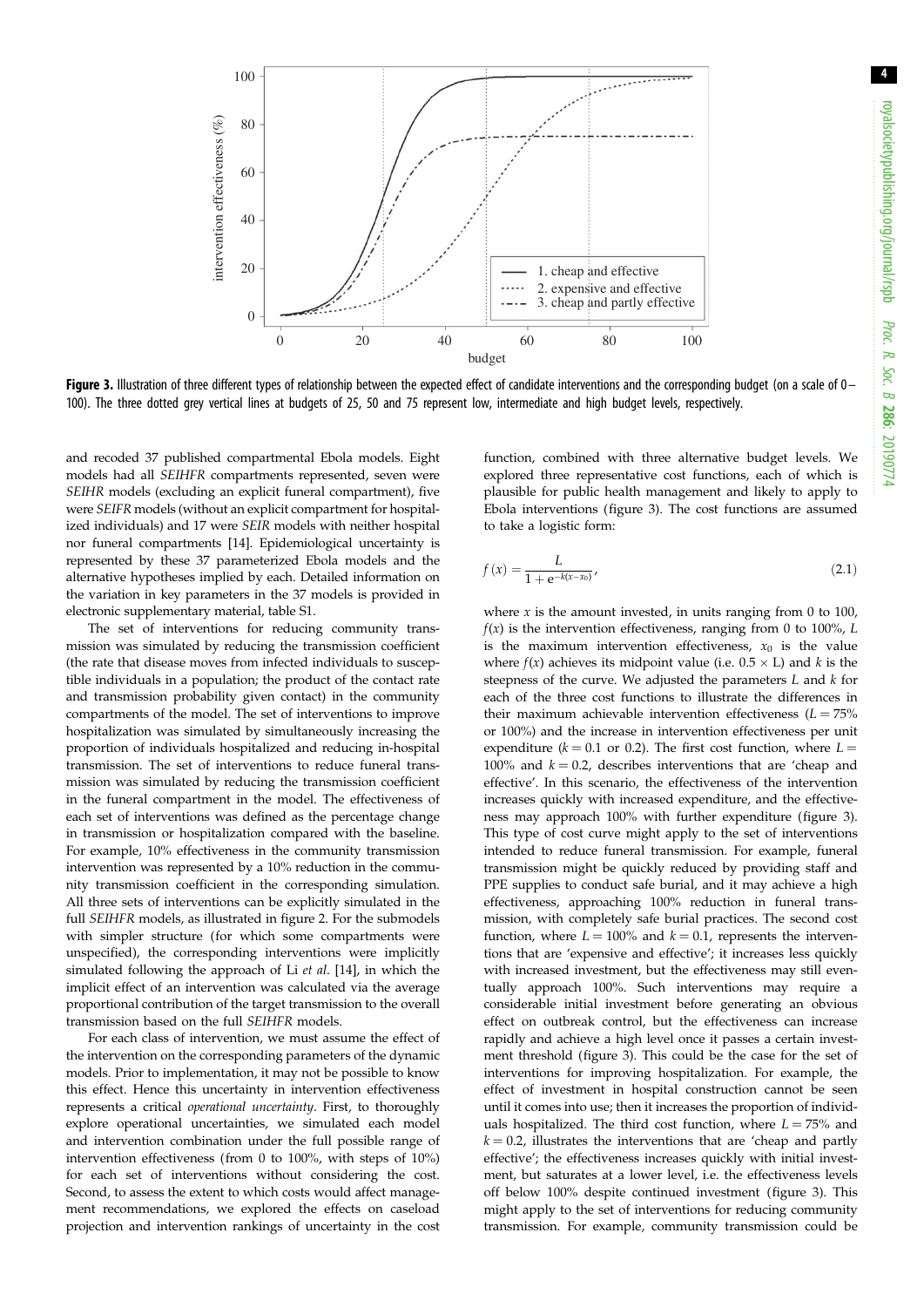Figure 3. Illustration of three different types of relationship between the expected effect of candidate interventions and the corresponding budget (on a scale of 0–100). The three dotted grey vertical lines at budgets of 25, 50 and 75 represent low, intermediate and high budget levels, respectively.

and recoded 37 published compartmental Ebola models. Eight models had all *SEIHFR* compartments represented, seven were *SEIHR* models (excluding an explicit funeral compartment), five were *SEIFR* models (without an explicit compartment for hospitalized individuals) and 17 were *SEIR* models with neither hospital nor funeral compartments [14]. Epidemiological uncertainty is represented by these 37 parameterized Ebola models and the alternative hypotheses implied by each. Detailed information on the variation in key parameters in the 37 models is provided in electronic supplementary material, table S1.

The set of interventions for reducing community transmission was simulated by reducing the transmission coefficient (the rate that disease moves from infected individuals to susceptible individuals in a population; the product of the contact rate and transmission probability given contact) in the community compartments of the model. The set of interventions to improve hospitalization was simulated by simultaneously increasing the proportion of individuals hospitalized and reducing in-hospital transmission. The set of interventions to reduce funeral transmission was simulated by reducing the transmission coefficient in the funeral compartment in the model. The effectiveness of each set of interventions was defined as the percentage change in transmission or hospitalization compared with the baseline. For example, 10% effectiveness in the community transmission intervention was represented by a 10% reduction in the community transmission coefficient in the corresponding simulation. All three sets of interventions can be explicitly simulated in the full *SEIHFR* models, as illustrated in figure 2. For the submodels with simpler structure (for which some compartments were unspecified), the corresponding interventions were implicitly simulated following the approach of Li *et al*. [14], in which the implicit effect of an intervention was calculated via the average proportional contribution of the target transmission to the overall transmission based on the full *SEIHFR* models.

For each class of intervention, we must assume the effect of the intervention on the corresponding parameters of the dynamic models. Prior to implementation, it may not be possible to know this effect. Hence this uncertainty in intervention effectiveness represents a critical *operational uncertainty*. First, to thoroughly explore operational uncertainties, we simulated each model and intervention combination under the full possible range of intervention effectiveness (from 0 to 100%, with steps of 10%) for each set of interventions without considering the cost. Second, to assess the extent to which costs would affect management recommendations, we explored the effects on caseload projection and intervention rankings of uncertainty in the cost function, combined with three alternative budget levels. We explored three representative cost functions, each of which is plausible for public health management and likely to apply to Ebola interventions (figure 3). The cost functions are assumed to take a logistic form:

$$f(x) = \frac{L}{1 + e^{-k(x - x_0)}}, \tag{2.1}$$

where $x$ is the amount invested, in units ranging from 0 to 100, $f(x)$ is the intervention effectiveness, ranging from 0 to 100%, $L$ is the maximum intervention effectiveness, $x_0$ is the value where $f(x)$ achieves its midpoint value (i.e. $0.5 \times L$) and $k$ is the steepness of the curve. We adjusted the parameters $L$ and $k$ for each of the three cost functions to illustrate the differences in their maximum achievable intervention effectiveness ($L = 75\%$ or 100%) and the increase in intervention effectiveness per unit expenditure ($k = 0.1$ or 0.2). The first cost function, where $L = 100\%$ and $k = 0.2$, describes interventions that are 'cheap and effective'. In this scenario, the effectiveness of the intervention increases quickly with increased expenditure, and the effectiveness may approach 100% with further expenditure (figure 3). This type of cost curve might apply to the set of interventions intended to reduce funeral transmission. For example, funeral transmission might be quickly reduced by providing staff and PPE supplies to conduct safe burial, and it may achieve a high effectiveness, approaching 100% reduction in funeral transmission, with completely safe burial practices. The second cost function, where $L = 100\%$ and $k = 0.1$, represents the interventions that are 'expensive and effective'; it increases less quickly with increased investment, but the effectiveness may still eventually approach 100%. Such interventions may require a considerable initial investment before generating an obvious effect on outbreak control, but the effectiveness can increase rapidly and achieve a high level once it passes a certain investment threshold (figure 3). This could be the case for the set of interventions for improving hospitalization. For example, the effect of investment in hospital construction cannot be seen until it comes into use; then it increases the proportion of individuals hospitalized. The third cost function, where $L = 75\%$ and $k = 0.2$, illustrates the interventions that are 'cheap and partly effective'; the effectiveness increases quickly with initial investment, but saturates at a lower level, i.e. the effectiveness levels off below 100% despite continued investment (figure 3). This might apply to the set of interventions for reducing community transmission. For example, community transmission could be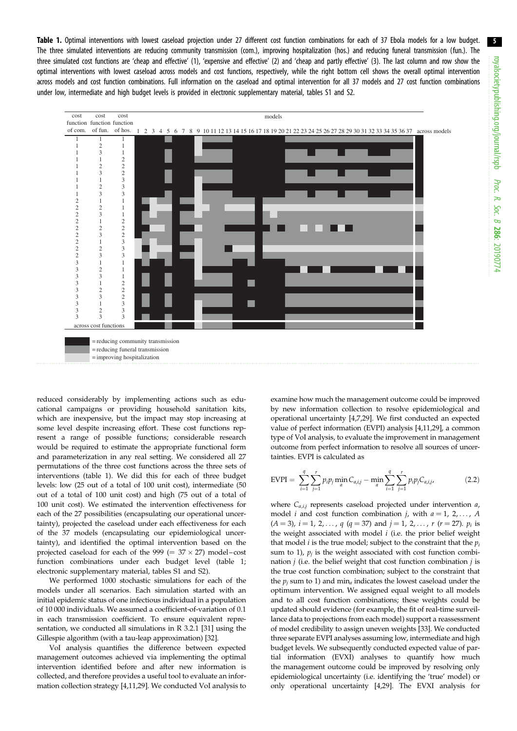**Table 1.** Optimal interventions with lowest caseload projection under 27 different cost function combinations for each of 37 Ebola models for a low budget. The three simulated interventions are reducing community transmission (com.), improving hospitalization (hos.) and reducing funeral transmission (fun.). The three simulated cost functions are 'cheap and effective' (1), 'expensive and effective' (2) and 'cheap and partly effective' (3). The last column and row show the optimal interventions with lowest caseload across models and cost functions, respectively, while the right bottom cell shows the overall optimal intervention across models and cost function combinations. Full information on the caseload and optimal intervention for all 37 models and 27 cost function combinations under low, intermediate and high budget levels is provided in electronic supplementary material, tables S1 and S2.

| cost function of com. | cost function of fun. | cost function of hos. | models 1–37 | across models |
|---|---|---|---|---|
| 1 | 1 | 1 | | |
| 1 | 2 | 1 | | |
| 1 | 3 | 1 | | |
| 1 | 1 | 2 | | |
| 1 | 2 | 2 | | |
| 1 | 3 | 2 | | |
| 1 | 1 | 3 | | |
| 1 | 2 | 3 | | |
| 1 | 3 | 3 | | |
| 2 | 1 | 1 | | |
| 2 | 2 | 1 | | |
| 2 | 3 | 1 | | |
| 2 | 1 | 2 | | |
| 2 | 2 | 2 | | |
| 2 | 3 | 2 | | |
| 2 | 1 | 3 | | |
| 2 | 2 | 3 | | |
| 2 | 3 | 3 | | |
| 3 | 1 | 1 | | |
| 3 | 2 | 1 | | |
| 3 | 3 | 1 | | |
| 3 | 1 | 2 | | |
| 3 | 2 | 2 | | |
| 3 | 3 | 2 | | |
| 3 | 1 | 3 | | |
| 3 | 2 | 3 | | |
| 3 | 3 | 3 | | |
| across cost functions | | | | |

■ (black) = reducing community transmission
■ (dark grey) = reducing funeral transmission
■ (light grey) = improving hospitalization

reduced considerably by implementing actions such as educational campaigns or providing household sanitation kits, which are inexpensive, but the impact may stop increasing at some level despite increasing effort. These cost functions represent a range of possible functions; considerable research would be required to estimate the appropriate functional form and parameterization in any real setting. We considered all 27 permutations of the three cost functions across the three sets of interventions (table 1). We did this for each of three budget levels: low (25 out of a total of 100 unit cost), intermediate (50 out of a total of 100 unit cost) and high (75 out of a total of 100 unit cost). We estimated the intervention effectiveness for each of the 27 possibilities (encapsulating our operational uncertainty), projected the caseload under each effectiveness for each of the 37 models (encapsulating our epidemiological uncertainty), and identified the optimal intervention based on the projected caseload for each of the 999 (= 37 × 27) model–cost function combinations under each budget level (table 1; electronic supplementary material, tables S1 and S2).

We performed 1000 stochastic simulations for each of the models under all scenarios. Each simulation started with an initial epidemic status of one infectious individual in a population of 10 000 individuals. We assumed a coefficient-of-variation of 0.1 in each transmission coefficient. To ensure equivalent representation, we conducted all simulations in R 3.2.1 [31] using the Gillespie algorithm (with a tau-leap approximation) [32].

VoI analysis quantifies the difference between expected management outcomes achieved via implementing the optimal intervention identified before and after new information is collected, and therefore provides a useful tool to evaluate an information collection strategy [4,11,29]. We conducted VoI analysis to examine how much the management outcome could be improved by new information collection to resolve epidemiological and operational uncertainty [4,7,29]. We first conducted an expected value of perfect information (EVPI) analysis [4,11,29], a common type of VoI analysis, to evaluate the improvement in management outcome from perfect information to resolve all sources of uncertainties. EVPI is calculated as

$$\mathrm{EVPI} = \sum_{i=1}^{q}\sum_{j=1}^{r} p_i p_j \min_a C_{a,i,j} - \min_a \sum_{i=1}^{q}\sum_{j=1}^{r} p_i p_j C_{a,i,j}, \tag{2.2}$$

where $C_{a,i,j}$ represents caseload projected under intervention $a$, model $i$ and cost function combination $j$, with $a = 1, 2, \ldots, A$ ($A = 3$), $i = 1, 2, \ldots, q$ ($q = 37$) and $j = 1, 2, \ldots, r$ ($r = 27$). $p_i$ is the weight associated with model $i$ (i.e. the prior belief weight that model $i$ is the true model; subject to the constraint that the $p_i$ sum to 1), $p_j$ is the weight associated with cost function combination $j$ (i.e. the belief weight that cost function combination $j$ is the true cost function combination; subject to the constraint that the $p_j$ sum to 1) and $\min_a$ indicates the lowest caseload under the optimum intervention. We assigned equal weight to all models and to all cost function combinations; these weights could be updated should evidence (for example, the fit of real-time surveillance data to projections from each model) support a reassessment of model credibility to assign uneven weights [33]. We conducted three separate EVPI analyses assuming low, intermediate and high budget levels. We subsequently conducted expected value of partial information (EVXI) analyses to quantify how much the management outcome could be improved by resolving only epidemiological uncertainty (i.e. identifying the 'true' model) or only operational uncertainty [4,29]. The EVXI analysis for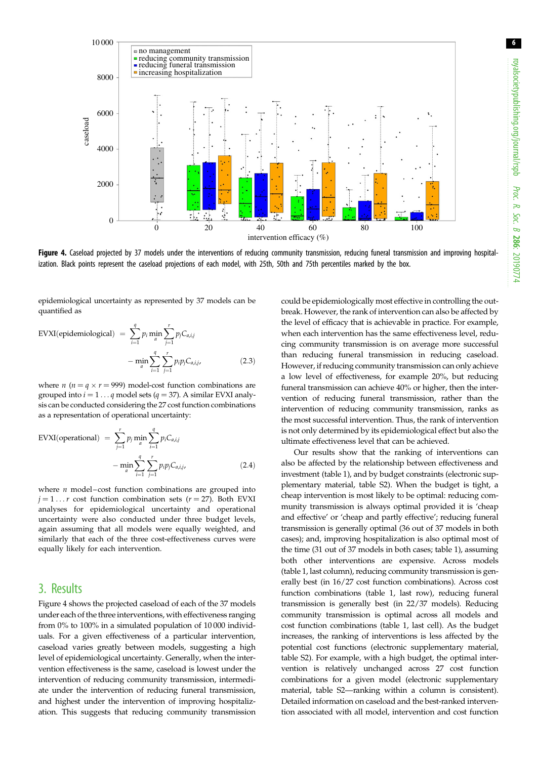**Figure 4.** Caseload projected by 37 models under the interventions of reducing community transmission, reducing funeral transmission and improving hospitalization. Black points represent the caseload projections of each model, with 25th, 50th and 75th percentiles marked by the box.

epidemiological uncertainty as represented by 37 models can be quantified as

$$\text{EVXI(epidemiological)} = \sum_{i=1}^{q} p_i \min_a \sum_{j=1}^{r} p_j C_{a,i,j} - \min_a \sum_{i=1}^{q} \sum_{j=1}^{r} p_i p_j C_{a,i,j}, \tag{2.3}$$

where $n$ ($n = q \times r = 999$) model-cost function combinations are grouped into $i = 1 \ldots q$ model sets ($q = 37$). A similar EVXI analysis can be conducted considering the 27 cost function combinations as a representation of operational uncertainty:

$$\text{EVXI(operational)} = \sum_{j=1}^{r} p_j \min_a \sum_{i=1}^{q} p_i C_{a,i,j} - \min_a \sum_{i=1}^{q} \sum_{j=1}^{r} p_i p_j C_{a,i,j}, \tag{2.4}$$

where $n$ model–cost function combinations are grouped into $j = 1 \ldots r$ cost function combination sets ($r = 27$). Both EVXI analyses for epidemiological uncertainty and operational uncertainty were also conducted under three budget levels, again assuming that all models were equally weighted, and similarly that each of the three cost-effectiveness curves were equally likely for each intervention.

## 3. Results

Figure 4 shows the projected caseload of each of the 37 models under each of the three interventions, with effectiveness ranging from 0% to 100% in a simulated population of 10 000 individuals. For a given effectiveness of a particular intervention, caseload varies greatly between models, suggesting a high level of epidemiological uncertainty. Generally, when the intervention effectiveness is the same, caseload is lowest under the intervention of reducing community transmission, intermediate under the intervention of reducing funeral transmission, and highest under the intervention of improving hospitalization. This suggests that reducing community transmission could be epidemiologically most effective in controlling the outbreak. However, the rank of intervention can also be affected by the level of efficacy that is achievable in practice. For example, when each intervention has the same effectiveness level, reducing community transmission is on average more successful than reducing funeral transmission in reducing caseload. However, if reducing community transmission can only achieve a low level of effectiveness, for example 20%, but reducing funeral transmission can achieve 40% or higher, then the intervention of reducing funeral transmission, rather than the intervention of reducing community transmission, ranks as the most successful intervention. Thus, the rank of intervention is not only determined by its epidemiological effect but also the ultimate effectiveness level that can be achieved.

Our results show that the ranking of interventions can also be affected by the relationship between effectiveness and investment (table 1), and by budget constraints (electronic supplementary material, table S2). When the budget is tight, a cheap intervention is most likely to be optimal: reducing community transmission is always optimal provided it is 'cheap and effective' or 'cheap and partly effective'; reducing funeral transmission is generally optimal (36 out of 37 models in both cases); and, improving hospitalization is also optimal most of the time (31 out of 37 models in both cases; table 1), assuming both other interventions are expensive. Across models (table 1, last column), reducing community transmission is generally best (in 16/27 cost function combinations). Across cost function combinations (table 1, last row), reducing funeral transmission is generally best (in 22/37 models). Reducing community transmission is optimal across all models and cost function combinations (table 1, last cell). As the budget increases, the ranking of interventions is less affected by the potential cost functions (electronic supplementary material, table S2). For example, with a high budget, the optimal intervention is relatively unchanged across 27 cost function combinations for a given model (electronic supplementary material, table S2—ranking within a column is consistent). Detailed information on caseload and the best-ranked intervention associated with all model, intervention and cost function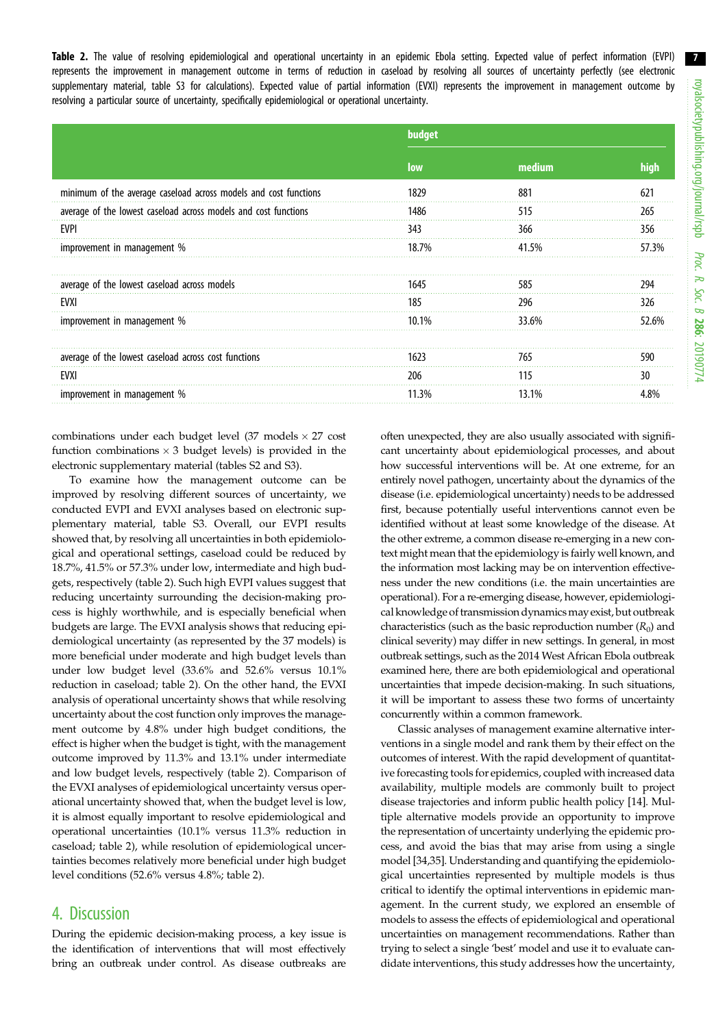**Table 2.** The value of resolving epidemiological and operational uncertainty in an epidemic Ebola setting. Expected value of perfect information (EVPI) represents the improvement in management outcome in terms of reduction in caseload by resolving all sources of uncertainty perfectly (see electronic supplementary material, table S3 for calculations). Expected value of partial information (EVXI) represents the improvement in management outcome by resolving a particular source of uncertainty, specifically epidemiological or operational uncertainty.

| | budget | | |
|---|---|---|---|
| | low | medium | high |
| minimum of the average caseload across models and cost functions | 1829 | 881 | 621 |
| average of the lowest caseload across models and cost functions | 1486 | 515 | 265 |
| EVPI | 343 | 366 | 356 |
| improvement in management % | 18.7% | 41.5% | 57.3% |
| average of the lowest caseload across models | 1645 | 585 | 294 |
| EVXI | 185 | 296 | 326 |
| improvement in management % | 10.1% | 33.6% | 52.6% |
| average of the lowest caseload across cost functions | 1623 | 765 | 590 |
| EVXI | 206 | 115 | 30 |
| improvement in management % | 11.3% | 13.1% | 4.8% |

combinations under each budget level (37 models × 27 cost function combinations × 3 budget levels) is provided in the electronic supplementary material (tables S2 and S3).

To examine how the management outcome can be improved by resolving different sources of uncertainty, we conducted EVPI and EVXI analyses based on electronic supplementary material, table S3. Overall, our EVPI results showed that, by resolving all uncertainties in both epidemiological and operational settings, caseload could be reduced by 18.7%, 41.5% or 57.3% under low, intermediate and high budgets, respectively (table 2). Such high EVPI values suggest that reducing uncertainty surrounding the decision-making process is highly worthwhile, and is especially beneficial when budgets are large. The EVXI analysis shows that reducing epidemiological uncertainty (as represented by the 37 models) is more beneficial under moderate and high budget levels than under low budget level (33.6% and 52.6% versus 10.1% reduction in caseload; table 2). On the other hand, the EVXI analysis of operational uncertainty shows that while resolving uncertainty about the cost function only improves the management outcome by 4.8% under high budget conditions, the effect is higher when the budget is tight, with the management outcome improved by 11.3% and 13.1% under intermediate and low budget levels, respectively (table 2). Comparison of the EVXI analyses of epidemiological uncertainty versus operational uncertainty showed that, when the budget level is low, it is almost equally important to resolve epidemiological and operational uncertainties (10.1% versus 11.3% reduction in caseload; table 2), while resolution of epidemiological uncertainties becomes relatively more beneficial under high budget level conditions (52.6% versus 4.8%; table 2).

## 4. Discussion

During the epidemic decision-making process, a key issue is the identification of interventions that will most effectively bring an outbreak under control. As disease outbreaks are often unexpected, they are also usually associated with significant uncertainty about epidemiological processes, and about how successful interventions will be. At one extreme, for an entirely novel pathogen, uncertainty about the dynamics of the disease (i.e. epidemiological uncertainty) needs to be addressed first, because potentially useful interventions cannot even be identified without at least some knowledge of the disease. At the other extreme, a common disease re-emerging in a new context might mean that the epidemiology is fairly well known, and the information most lacking may be on intervention effectiveness under the new conditions (i.e. the main uncertainties are operational). For a re-emerging disease, however, epidemiological knowledge of transmission dynamics may exist, but outbreak characteristics (such as the basic reproduction number ($R_0$) and clinical severity) may differ in new settings. In general, in most outbreak settings, such as the 2014 West African Ebola outbreak examined here, there are both epidemiological and operational uncertainties that impede decision-making. In such situations, it will be important to assess these two forms of uncertainty concurrently within a common framework.

Classic analyses of management examine alternative interventions in a single model and rank them by their effect on the outcomes of interest. With the rapid development of quantitative forecasting tools for epidemics, coupled with increased data availability, multiple models are commonly built to project disease trajectories and inform public health policy [14]. Multiple alternative models provide an opportunity to improve the representation of uncertainty underlying the epidemic process, and avoid the bias that may arise from using a single model [34,35]. Understanding and quantifying the epidemiological uncertainties represented by multiple models is thus critical to identify the optimal interventions in epidemic management. In the current study, we explored an ensemble of models to assess the effects of epidemiological and operational uncertainties on management recommendations. Rather than trying to select a single 'best' model and use it to evaluate candidate interventions, this study addresses how the uncertainty,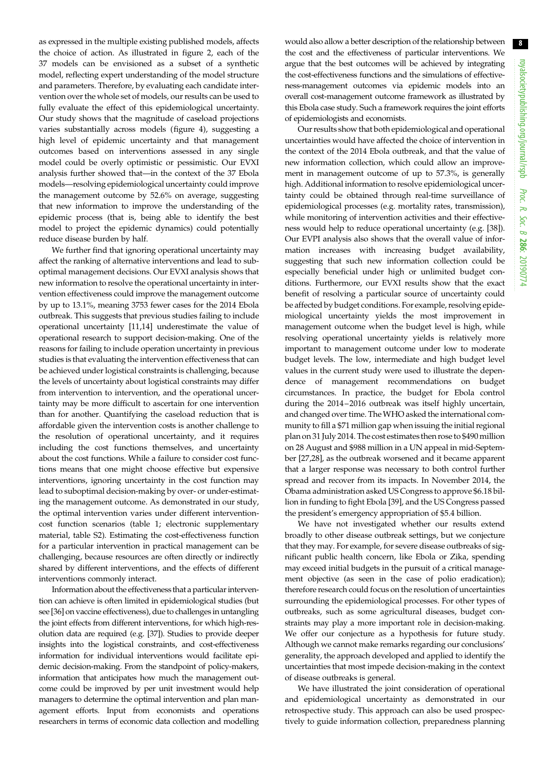as expressed in the multiple existing published models, affects the choice of action. As illustrated in figure 2, each of the 37 models can be envisioned as a subset of a synthetic model, reflecting expert understanding of the model structure and parameters. Therefore, by evaluating each candidate intervention over the whole set of models, our results can be used to fully evaluate the effect of this epidemiological uncertainty. Our study shows that the magnitude of caseload projections varies substantially across models (figure 4), suggesting a high level of epidemic uncertainty and that management outcomes based on interventions assessed in any single model could be overly optimistic or pessimistic. Our EVXI analysis further showed that—in the context of the 37 Ebola models—resolving epidemiological uncertainty could improve the management outcome by 52.6% on average, suggesting that new information to improve the understanding of the epidemic process (that is, being able to identify the best model to project the epidemic dynamics) could potentially reduce disease burden by half.

We further find that ignoring operational uncertainty may affect the ranking of alternative interventions and lead to suboptimal management decisions. Our EVXI analysis shows that new information to resolve the operational uncertainty in intervention effectiveness could improve the management outcome by up to 13.1%, meaning 3753 fewer cases for the 2014 Ebola outbreak. This suggests that previous studies failing to include operational uncertainty [11,14] underestimate the value of operational research to support decision-making. One of the reasons for failing to include operation uncertainty in previous studies is that evaluating the intervention effectiveness that can be achieved under logistical constraints is challenging, because the levels of uncertainty about logistical constraints may differ from intervention to intervention, and the operational uncertainty may be more difficult to ascertain for one intervention than for another. Quantifying the caseload reduction that is affordable given the intervention costs is another challenge to the resolution of operational uncertainty, and it requires including the cost functions themselves, and uncertainty about the cost functions. While a failure to consider cost functions means that one might choose effective but expensive interventions, ignoring uncertainty in the cost function may lead to suboptimal decision-making by over- or under-estimating the management outcome. As demonstrated in our study, the optimal intervention varies under different intervention-cost function scenarios (table 1; electronic supplementary material, table S2). Estimating the cost-effectiveness function for a particular intervention in practical management can be challenging, because resources are often directly or indirectly shared by different interventions, and the effects of different interventions commonly interact.

Information about the effectiveness that a particular intervention can achieve is often limited in epidemiological studies (but see [36] on vaccine effectiveness), due to challenges in untangling the joint effects from different interventions, for which high-resolution data are required (e.g. [37]). Studies to provide deeper insights into the logistical constraints, and cost-effectiveness information for individual interventions would facilitate epidemic decision-making. From the standpoint of policy-makers, information that anticipates how much the management outcome could be improved by per unit investment would help managers to determine the optimal intervention and plan management efforts. Input from economists and operations researchers in terms of economic data collection and modelling would also allow a better description of the relationship between the cost and the effectiveness of particular interventions. We argue that the best outcomes will be achieved by integrating the cost-effectiveness functions and the simulations of effectiveness-management outcomes via epidemic models into an overall cost-management outcome framework as illustrated by this Ebola case study. Such a framework requires the joint efforts of epidemiologists and economists.

Our results show that both epidemiological and operational uncertainties would have affected the choice of intervention in the context of the 2014 Ebola outbreak, and that the value of new information collection, which could allow an improvement in management outcome of up to 57.3%, is generally high. Additional information to resolve epidemiological uncertainty could be obtained through real-time surveillance of epidemiological processes (e.g. mortality rates, transmission), while monitoring of intervention activities and their effectiveness would help to reduce operational uncertainty (e.g. [38]). Our EVPI analysis also shows that the overall value of information increases with increasing budget availability, suggesting that such new information collection could be especially beneficial under high or unlimited budget conditions. Furthermore, our EVXI results show that the exact benefit of resolving a particular source of uncertainty could be affected by budget conditions. For example, resolving epidemiological uncertainty yields the most improvement in management outcome when the budget level is high, while resolving operational uncertainty yields is relatively more important to management outcome under low to moderate budget levels. The low, intermediate and high budget level values in the current study were used to illustrate the dependence of management recommendations on budget circumstances. In practice, the budget for Ebola control during the 2014–2016 outbreak was itself highly uncertain, and changed over time. The WHO asked the international community to fill a $71 million gap when issuing the initial regional plan on 31 July 2014. The cost estimates then rose to $490 million on 28 August and $988 million in a UN appeal in mid-September [27,28], as the outbreak worsened and it became apparent that a larger response was necessary to both control further spread and recover from its impacts. In November 2014, the Obama administration asked US Congress to approve $6.18 billion in funding to fight Ebola [39], and the US Congress passed the president's emergency appropriation of $5.4 billion.

We have not investigated whether our results extend broadly to other disease outbreak settings, but we conjecture that they may. For example, for severe disease outbreaks of significant public health concern, like Ebola or Zika, spending may exceed initial budgets in the pursuit of a critical management objective (as seen in the case of polio eradication); therefore research could focus on the resolution of uncertainties surrounding the epidemiological processes. For other types of outbreaks, such as some agricultural diseases, budget constraints may play a more important role in decision-making. We offer our conjecture as a hypothesis for future study. Although we cannot make remarks regarding our conclusions' generality, the approach developed and applied to identify the uncertainties that most impede decision-making in the context of disease outbreaks is general.

We have illustrated the joint consideration of operational and epidemiological uncertainty as demonstrated in our retrospective study. This approach can also be used prospectively to guide information collection, preparedness planning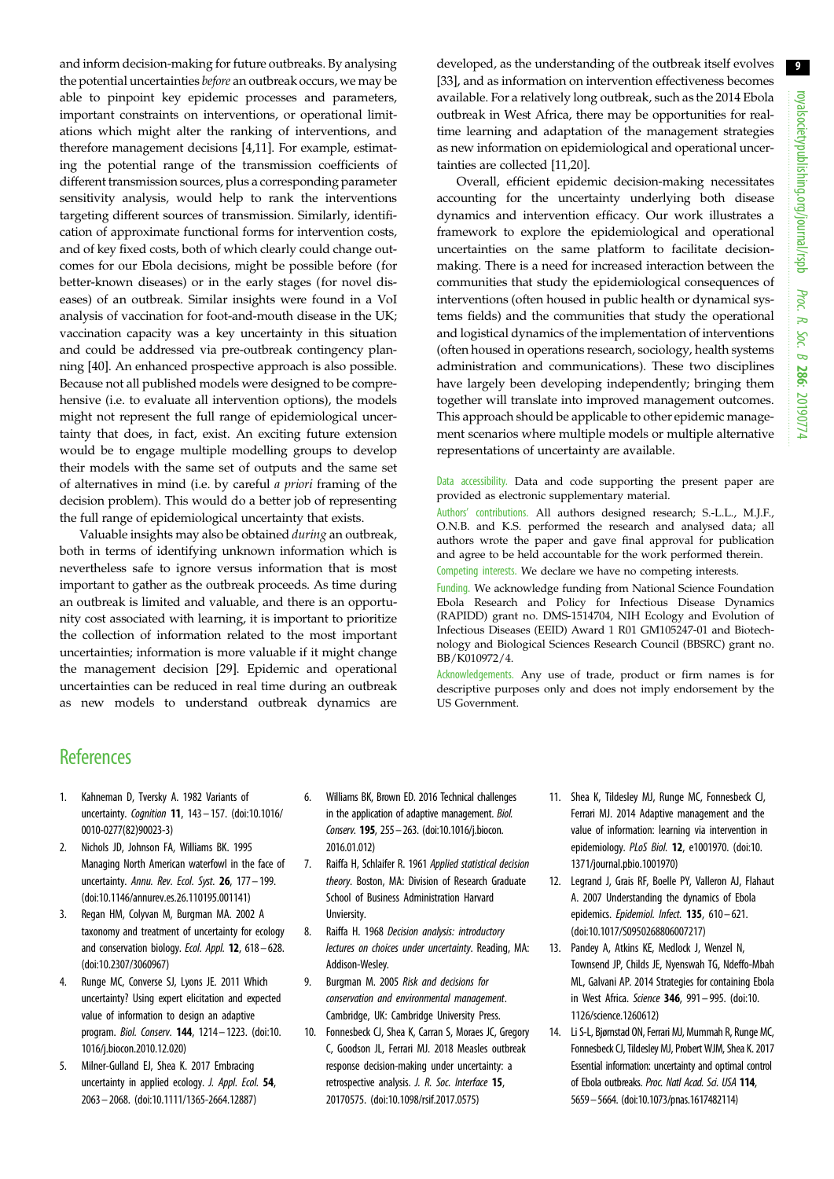and inform decision-making for future outbreaks. By analysing the potential uncertainties *before* an outbreak occurs, we may be able to pinpoint key epidemic processes and parameters, important constraints on interventions, or operational limitations which might alter the ranking of interventions, and therefore management decisions [4,11]. For example, estimating the potential range of the transmission coefficients of different transmission sources, plus a corresponding parameter sensitivity analysis, would help to rank the interventions targeting different sources of transmission. Similarly, identification of approximate functional forms for intervention costs, and of key fixed costs, both of which clearly could change outcomes for our Ebola decisions, might be possible before (for better-known diseases) or in the early stages (for novel diseases) of an outbreak. Similar insights were found in a VoI analysis of vaccination for foot-and-mouth disease in the UK; vaccination capacity was a key uncertainty in this situation and could be addressed via pre-outbreak contingency planning [40]. An enhanced prospective approach is also possible. Because not all published models were designed to be comprehensive (i.e. to evaluate all intervention options), the models might not represent the full range of epidemiological uncertainty that does, in fact, exist. An exciting future extension would be to engage multiple modelling groups to develop their models with the same set of outputs and the same set of alternatives in mind (i.e. by careful *a priori* framing of the decision problem). This would do a better job of representing the full range of epidemiological uncertainty that exists.

Valuable insights may also be obtained *during* an outbreak, both in terms of identifying unknown information which is nevertheless safe to ignore versus information that is most important to gather as the outbreak proceeds. As time during an outbreak is limited and valuable, and there is an opportunity cost associated with learning, it is important to prioritize the collection of information related to the most important uncertainties; information is more valuable if it might change the management decision [29]. Epidemic and operational uncertainties can be reduced in real time during an outbreak as new models to understand outbreak dynamics are developed, as the understanding of the outbreak itself evolves [33], and as information on intervention effectiveness becomes available. For a relatively long outbreak, such as the 2014 Ebola outbreak in West Africa, there may be opportunities for real-time learning and adaptation of the management strategies as new information on epidemiological and operational uncertainties are collected [11,20].

Overall, efficient epidemic decision-making necessitates accounting for the uncertainty underlying both disease dynamics and intervention efficacy. Our work illustrates a framework to explore the epidemiological and operational uncertainties on the same platform to facilitate decision-making. There is a need for increased interaction between the communities that study the epidemiological consequences of interventions (often housed in public health or dynamical systems fields) and the communities that study the operational and logistical dynamics of the implementation of interventions (often housed in operations research, sociology, health systems administration and communications). These two disciplines have largely been developing independently; bringing them together will translate into improved management outcomes. This approach should be applicable to other epidemic management scenarios where multiple models or multiple alternative representations of uncertainty are available.

Data accessibility. Data and code supporting the present paper are provided as electronic supplementary material.

Authors' contributions. All authors designed research; S.-L.L., M.J.F., O.N.B. and K.S. performed the research and analysed data; all authors wrote the paper and gave final approval for publication and agree to be held accountable for the work performed therein.

Competing interests. We declare we have no competing interests.

Funding. We acknowledge funding from National Science Foundation Ebola Research and Policy for Infectious Disease Dynamics (RAPIDD) grant no. DMS-1514704, NIH Ecology and Evolution of Infectious Diseases (EEID) Award 1 R01 GM105247-01 and Biotechnology and Biological Sciences Research Council (BBSRC) grant no. BB/K010972/4.

Acknowledgements. Any use of trade, product or firm names is for descriptive purposes only and does not imply endorsement by the US Government.

## References

1. Kahneman D, Tversky A. 1982 Variants of uncertainty. *Cognition* **11**, 143–157. (doi:10.1016/0010-0277(82)90023-3)
2. Nichols JD, Johnson FA, Williams BK. 1995 Managing North American waterfowl in the face of uncertainty. *Annu. Rev. Ecol. Syst.* **26**, 177–199. (doi:10.1146/annurev.es.26.110195.001141)
3. Regan HM, Colyvan M, Burgman MA. 2002 A taxonomy and treatment of uncertainty for ecology and conservation biology. *Ecol. Appl.* **12**, 618–628. (doi:10.2307/3060967)
4. Runge MC, Converse SJ, Lyons JE. 2011 Which uncertainty? Using expert elicitation and expected value of information to design an adaptive program. *Biol. Conserv.* **144**, 1214–1223. (doi:10.1016/j.biocon.2010.12.020)
5. Milner-Gulland EJ, Shea K. 2017 Embracing uncertainty in applied ecology. *J. Appl. Ecol.* **54**, 2063–2068. (doi:10.1111/1365-2664.12887)
6. Williams BK, Brown ED. 2016 Technical challenges in the application of adaptive management. *Biol. Conserv.* **195**, 255–263. (doi:10.1016/j.biocon.2016.01.012)
7. Raiffa H, Schlaifer R. 1961 *Applied statistical decision theory*. Boston, MA: Division of Research Graduate School of Business Administration Harvard Unviersity.
8. Raiffa H. 1968 *Decision analysis: introductory lectures on choices under uncertainty*. Reading, MA: Addison-Wesley.
9. Burgman M. 2005 *Risk and decisions for conservation and environmental management*. Cambridge, UK: Cambridge University Press.
10. Fonnesbeck CJ, Shea K, Carran S, Moraes JC, Gregory C, Goodson JL, Ferrari MJ. 2018 Measles outbreak response decision-making under uncertainty: a retrospective analysis. *J. R. Soc. Interface* **15**, 20170575. (doi:10.1098/rsif.2017.0575)
11. Shea K, Tildesley MJ, Runge MC, Fonnesbeck CJ, Ferrari MJ. 2014 Adaptive management and the value of information: learning via intervention in epidemiology. *PLoS Biol.* **12**, e1001970. (doi:10.1371/journal.pbio.1001970)
12. Legrand J, Grais RF, Boelle PY, Valleron AJ, Flahaut A. 2007 Understanding the dynamics of Ebola epidemics. *Epidemiol. Infect.* **135**, 610–621. (doi:10.1017/S0950268806007217)
13. Pandey A, Atkins KE, Medlock J, Wenzel N, Townsend JP, Childs JE, Nyenswah TG, Ndeffo-Mbah ML, Galvani AP. 2014 Strategies for containing Ebola in West Africa. *Science* **346**, 991–995. (doi:10.1126/science.1260612)
14. Li S-L, Bjørnstad ON, Ferrari MJ, Mummah R, Runge MC, Fonnesbeck CJ, Tildesley MJ, Probert WJM, Shea K. 2017 Essential information: uncertainty and optimal control of Ebola outbreaks. *Proc. Natl Acad. Sci. USA* **114**, 5659–5664. (doi:10.1073/pnas.1617482114)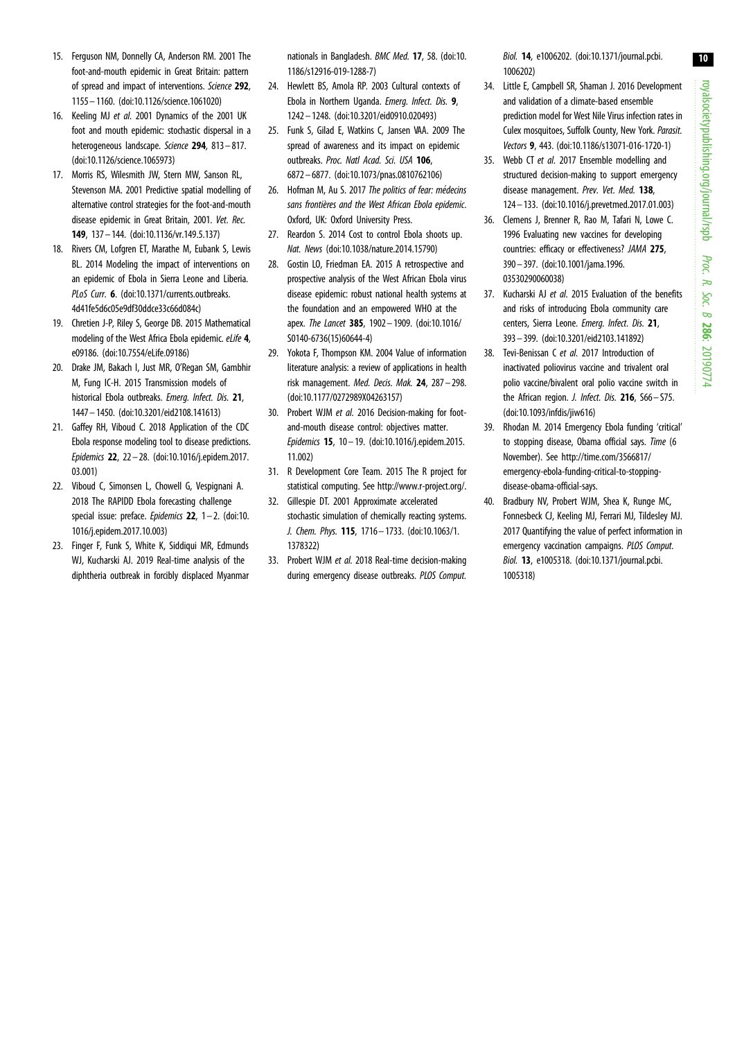15. Ferguson NM, Donnelly CA, Anderson RM. 2001 The foot-and-mouth epidemic in Great Britain: pattern of spread and impact of interventions. *Science* **292**, 1155–1160. (doi:10.1126/science.1061020)
16. Keeling MJ *et al.* 2001 Dynamics of the 2001 UK foot and mouth epidemic: stochastic dispersal in a heterogeneous landscape. *Science* **294**, 813–817. (doi:10.1126/science.1065973)
17. Morris RS, Wilesmith JW, Stern MW, Sanson RL, Stevenson MA. 2001 Predictive spatial modelling of alternative control strategies for the foot-and-mouth disease epidemic in Great Britain, 2001. *Vet. Rec.* **149**, 137–144. (doi:10.1136/vr.149.5.137)
18. Rivers CM, Lofgren ET, Marathe M, Eubank S, Lewis BL. 2014 Modeling the impact of interventions on an epidemic of Ebola in Sierra Leone and Liberia. *PLoS Curr.* **6**. (doi:10.1371/currents.outbreaks.4d41fe5d6c05e9df30ddce33c66d084c)
19. Chretien J-P, Riley S, George DB. 2015 Mathematical modeling of the West Africa Ebola epidemic. *eLife* **4**, e09186. (doi:10.7554/eLife.09186)
20. Drake JM, Bakach I, Just MR, O'Regan SM, Gambhir M, Fung IC-H. 2015 Transmission models of historical Ebola outbreaks. *Emerg. Infect. Dis.* **21**, 1447–1450. (doi:10.3201/eid2108.141613)
21. Gaffey RH, Viboud C. 2018 Application of the CDC Ebola response modeling tool to disease predictions. *Epidemics* **22**, 22–28. (doi:10.1016/j.epidem.2017.03.001)
22. Viboud C, Simonsen L, Chowell G, Vespignani A. 2018 The RAPIDD Ebola forecasting challenge special issue: preface. *Epidemics* **22**, 1–2. (doi:10.1016/j.epidem.2017.10.003)
23. Finger F, Funk S, White K, Siddiqui MR, Edmunds WJ, Kucharski AJ. 2019 Real-time analysis of the diphtheria outbreak in forcibly displaced Myanmar nationals in Bangladesh. *BMC Med.* **17**, 58. (doi:10.1186/s12916-019-1288-7)
24. Hewlett BS, Amola RP. 2003 Cultural contexts of Ebola in Northern Uganda. *Emerg. Infect. Dis.* **9**, 1242–1248. (doi:10.3201/eid0910.020493)
25. Funk S, Gilad E, Watkins C, Jansen VAA. 2009 The spread of awareness and its impact on epidemic outbreaks. *Proc. Natl Acad. Sci. USA* **106**, 6872–6877. (doi:10.1073/pnas.0810762106)
26. Hofman M, Au S. 2017 *The politics of fear: médecins sans frontières and the West African Ebola epidemic*. Oxford, UK: Oxford University Press.
27. Reardon S. 2014 Cost to control Ebola shoots up. *Nat. News* (doi:10.1038/nature.2014.15790)
28. Gostin LO, Friedman EA. 2015 A retrospective and prospective analysis of the West African Ebola virus disease epidemic: robust national health systems at the foundation and an empowered WHO at the apex. *The Lancet* **385**, 1902–1909. (doi:10.1016/S0140-6736(15)60644-4)
29. Yokota F, Thompson KM. 2004 Value of information literature analysis: a review of applications in health risk management. *Med. Decis. Mak.* **24**, 287–298. (doi:10.1177/0272989X04263157)
30. Probert WJM *et al.* 2016 Decision-making for foot-and-mouth disease control: objectives matter. *Epidemics* **15**, 10–19. (doi:10.1016/j.epidem.2015.11.002)
31. R Development Core Team. 2015 The R project for statistical computing. See http://www.r-project.org/.
32. Gillespie DT. 2001 Approximate accelerated stochastic simulation of chemically reacting systems. *J. Chem. Phys.* **115**, 1716–1733. (doi:10.1063/1.1378322)
33. Probert WJM *et al.* 2018 Real-time decision-making during emergency disease outbreaks. *PLOS Comput. Biol.* **14**, e1006202. (doi:10.1371/journal.pcbi.1006202)
34. Little E, Campbell SR, Shaman J. 2016 Development and validation of a climate-based ensemble prediction model for West Nile Virus infection rates in Culex mosquitoes, Suffolk County, New York. *Parasit. Vectors* **9**, 443. (doi:10.1186/s13071-016-1720-1)
35. Webb CT *et al.* 2017 Ensemble modelling and structured decision-making to support emergency disease management. *Prev. Vet. Med.* **138**, 124–133. (doi:10.1016/j.prevetmed.2017.01.003)
36. Clemens J, Brenner R, Rao M, Tafari N, Lowe C. 1996 Evaluating new vaccines for developing countries: efficacy or effectiveness? *JAMA* **275**, 390–397. (doi:10.1001/jama.1996.03530290060038)
37. Kucharski AJ *et al.* 2015 Evaluation of the benefits and risks of introducing Ebola community care centers, Sierra Leone. *Emerg. Infect. Dis.* **21**, 393–399. (doi:10.3201/eid2103.141892)
38. Tevi-Benissan C *et al.* 2017 Introduction of inactivated poliovirus vaccine and trivalent oral polio vaccine/bivalent oral polio vaccine switch in the African region. *J. Infect. Dis.* **216**, S66–S75. (doi:10.1093/infdis/jiw616)
39. Rhodan M. 2014 Emergency Ebola funding 'critical' to stopping disease, Obama official says. *Time* (6 November). See http://time.com/3566817/emergency-ebola-funding-critical-to-stopping-disease-obama-official-says.
40. Bradbury NV, Probert WJM, Shea K, Runge MC, Fonnesbeck CJ, Keeling MJ, Ferrari MJ, Tildesley MJ. 2017 Quantifying the value of perfect information in emergency vaccination campaigns. *PLOS Comput. Biol.* **13**, e1005318. (doi:10.1371/journal.pcbi.1005318)